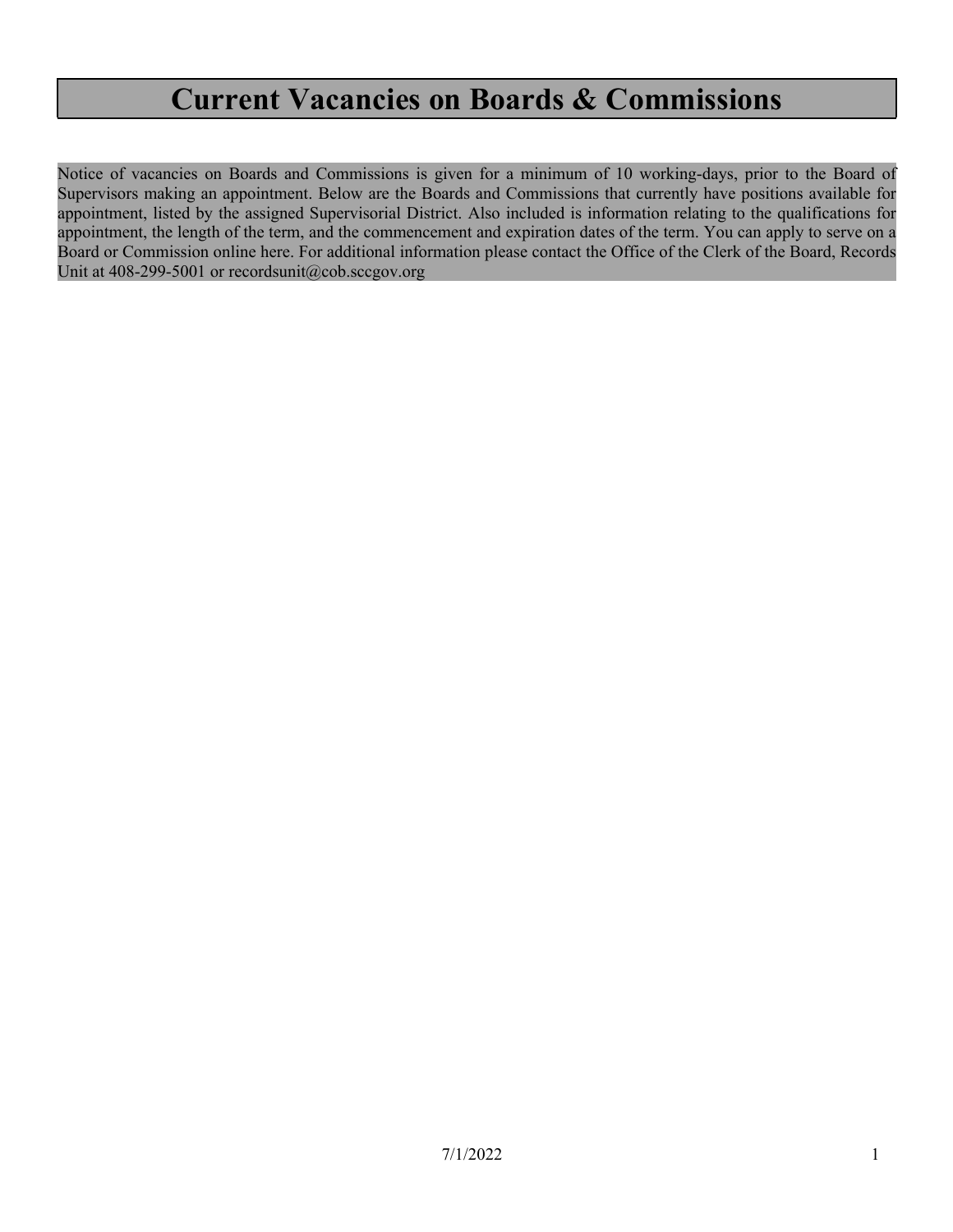# Current Vacancies on Boards & Commissions

Notice of vacancies on Boards and Commissions is given for a minimum of 10 working-days, prior to the Board of Supervisors making an appointment. Below are the Boards and Commissions that currently have positions available for appointment, listed by the assigned Supervisorial District. Also included is information relating to the qualifications for appointment, the length of the term, and the commencement and expiration dates of the term. You can apply to serve on a Board or Commission online here. For additional information please contact the Office of the Clerk of the Board, Records Unit at 408-299-5001 or recordsunit@cob.sccgov.org

7/1/2022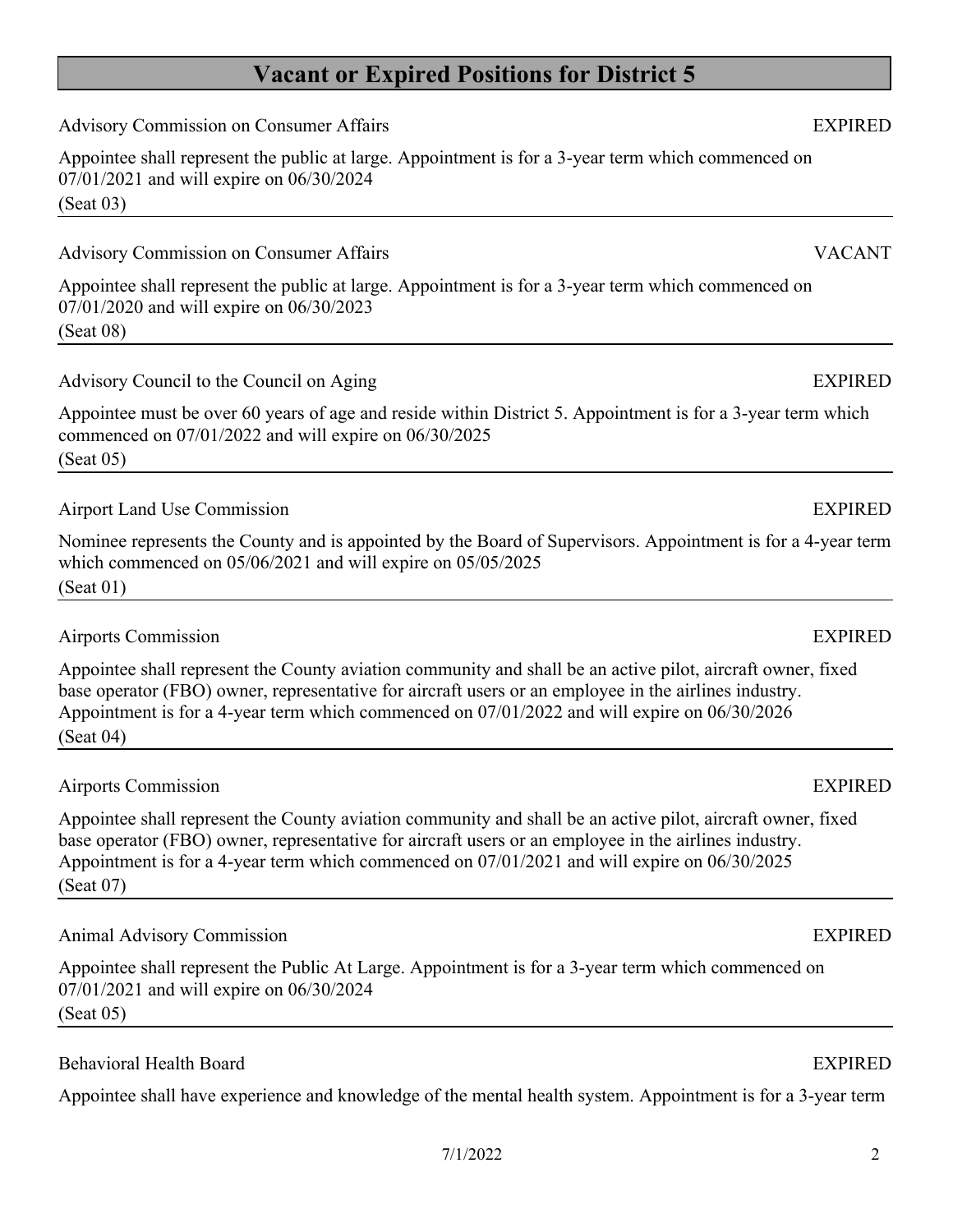## Vacant or Expired Positions for District 5

Advisory Commission on Consumer Affairs — EXPIRED

Appointee shall represent the public at large. Appointment is for a 3-year term which commenced on 07/01/2021 and will expire on 06/30/2024

(Seat 03)

---

Advisory Commission on Consumer Affairs — VACANT

Appointee shall represent the public at large. Appointment is for a 3-year term which commenced on 07/01/2020 and will expire on 06/30/2023

(Seat 08)

---

Advisory Council to the Council on Aging — EXPIRED

Appointee must be over 60 years of age and reside within District 5. Appointment is for a 3-year term which commenced on 07/01/2022 and will expire on 06/30/2025

(Seat 05)

---

Airport Land Use Commission — EXPIRED

Nominee represents the County and is appointed by the Board of Supervisors. Appointment is for a 4-year term which commenced on 05/06/2021 and will expire on 05/05/2025

(Seat 01)

---

Airports Commission — EXPIRED

Appointee shall represent the County aviation community and shall be an active pilot, aircraft owner, fixed base operator (FBO) owner, representative for aircraft users or an employee in the airlines industry. Appointment is for a 4-year term which commenced on 07/01/2022 and will expire on 06/30/2026

(Seat 04)

---

Airports Commission — EXPIRED

Appointee shall represent the County aviation community and shall be an active pilot, aircraft owner, fixed base operator (FBO) owner, representative for aircraft users or an employee in the airlines industry. Appointment is for a 4-year term which commenced on 07/01/2021 and will expire on 06/30/2025

(Seat 07)

---

Animal Advisory Commission — EXPIRED

Appointee shall represent the Public At Large. Appointment is for a 3-year term which commenced on 07/01/2021 and will expire on 06/30/2024

(Seat 05)

---

Behavioral Health Board — EXPIRED

Appointee shall have experience and knowledge of the mental health system. Appointment is for a 3-year term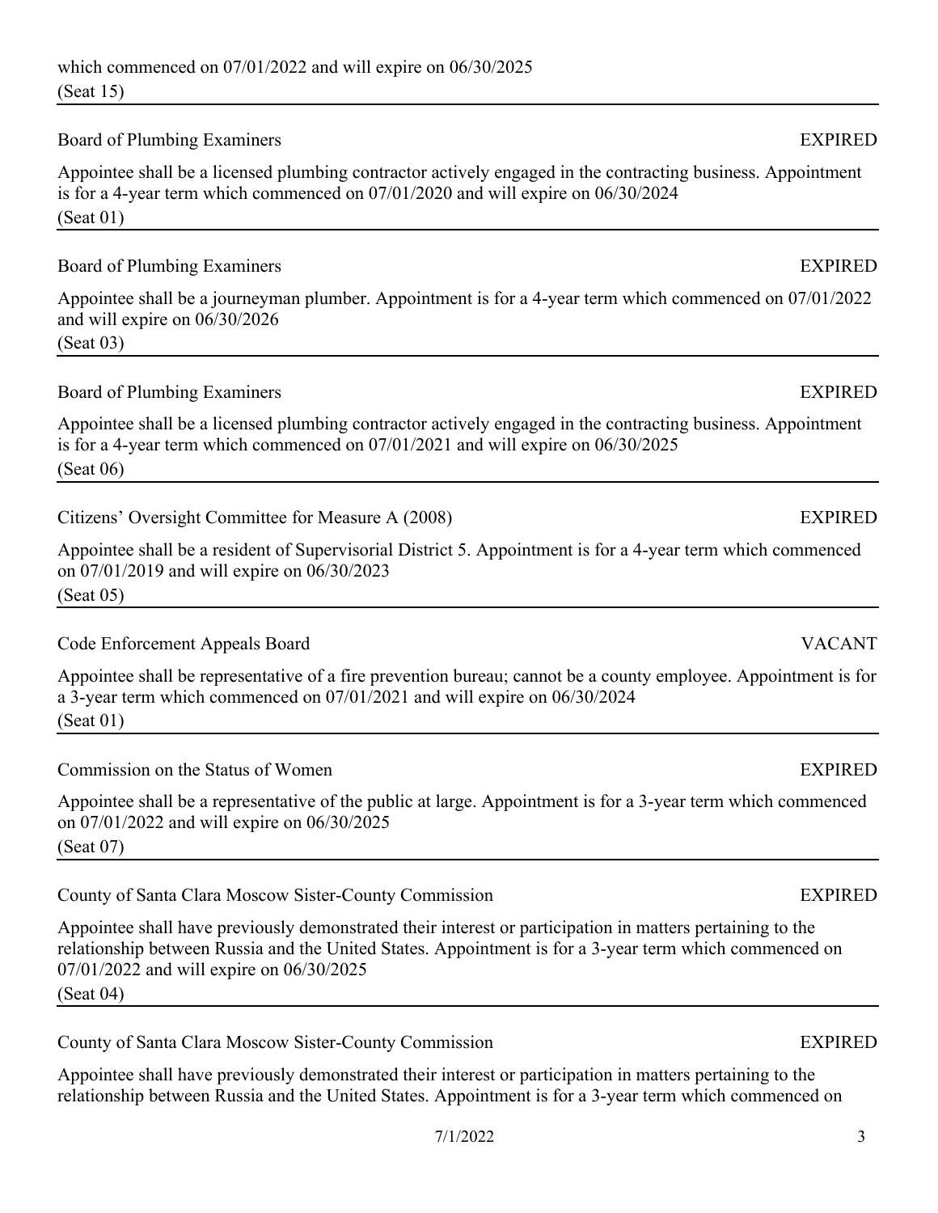which commenced on 07/01/2022 and will expire on 06/30/2025
(Seat 15)

---

Board of Plumbing Examiners EXPIRED

Appointee shall be a licensed plumbing contractor actively engaged in the contracting business. Appointment is for a 4-year term which commenced on 07/01/2020 and will expire on 06/30/2024
(Seat 01)

---

Board of Plumbing Examiners EXPIRED

Appointee shall be a journeyman plumber. Appointment is for a 4-year term which commenced on 07/01/2022 and will expire on 06/30/2026
(Seat 03)

---

Board of Plumbing Examiners EXPIRED

Appointee shall be a licensed plumbing contractor actively engaged in the contracting business. Appointment is for a 4-year term which commenced on 07/01/2021 and will expire on 06/30/2025
(Seat 06)

---

Citizens' Oversight Committee for Measure A (2008) EXPIRED

Appointee shall be a resident of Supervisorial District 5. Appointment is for a 4-year term which commenced on 07/01/2019 and will expire on 06/30/2023
(Seat 05)

---

Code Enforcement Appeals Board VACANT

Appointee shall be representative of a fire prevention bureau; cannot be a county employee. Appointment is for a 3-year term which commenced on 07/01/2021 and will expire on 06/30/2024
(Seat 01)

---

Commission on the Status of Women EXPIRED

Appointee shall be a representative of the public at large. Appointment is for a 3-year term which commenced on 07/01/2022 and will expire on 06/30/2025
(Seat 07)

---

County of Santa Clara Moscow Sister-County Commission EXPIRED

Appointee shall have previously demonstrated their interest or participation in matters pertaining to the relationship between Russia and the United States. Appointment is for a 3-year term which commenced on 07/01/2022 and will expire on 06/30/2025
(Seat 04)

---

County of Santa Clara Moscow Sister-County Commission EXPIRED

Appointee shall have previously demonstrated their interest or participation in matters pertaining to the relationship between Russia and the United States. Appointment is for a 3-year term which commenced on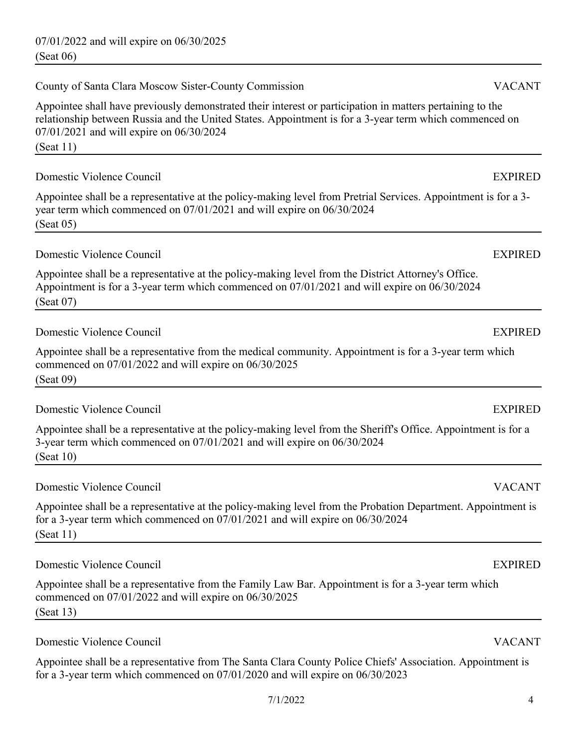07/01/2022 and will expire on 06/30/2025
(Seat 06)

---

County of Santa Clara Moscow Sister-County Commission VACANT

Appointee shall have previously demonstrated their interest or participation in matters pertaining to the relationship between Russia and the United States. Appointment is for a 3-year term which commenced on 07/01/2021 and will expire on 06/30/2024
(Seat 11)

---

Domestic Violence Council EXPIRED

Appointee shall be a representative at the policy-making level from Pretrial Services. Appointment is for a 3-year term which commenced on 07/01/2021 and will expire on 06/30/2024
(Seat 05)

---

Domestic Violence Council EXPIRED

Appointee shall be a representative at the policy-making level from the District Attorney's Office. Appointment is for a 3-year term which commenced on 07/01/2021 and will expire on 06/30/2024
(Seat 07)

---

Domestic Violence Council EXPIRED

Appointee shall be a representative from the medical community. Appointment is for a 3-year term which commenced on 07/01/2022 and will expire on 06/30/2025
(Seat 09)

---

Domestic Violence Council EXPIRED

Appointee shall be a representative at the policy-making level from the Sheriff's Office. Appointment is for a 3-year term which commenced on 07/01/2021 and will expire on 06/30/2024
(Seat 10)

---

Domestic Violence Council VACANT

Appointee shall be a representative at the policy-making level from the Probation Department. Appointment is for a 3-year term which commenced on 07/01/2021 and will expire on 06/30/2024
(Seat 11)

---

Domestic Violence Council EXPIRED

Appointee shall be a representative from the Family Law Bar. Appointment is for a 3-year term which commenced on 07/01/2022 and will expire on 06/30/2025
(Seat 13)

---

Domestic Violence Council VACANT

Appointee shall be a representative from The Santa Clara County Police Chiefs' Association. Appointment is for a 3-year term which commenced on 07/01/2020 and will expire on 06/30/2023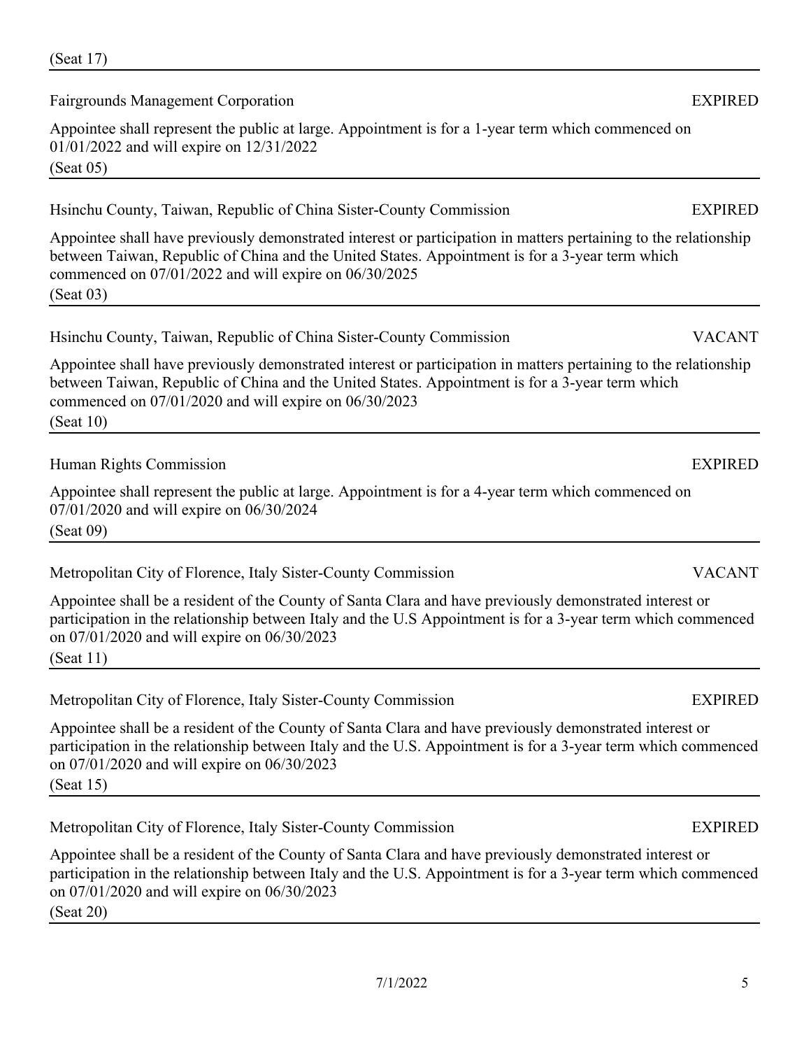(Seat 17)

---

Fairgrounds Management Corporation EXPIRED

Appointee shall represent the public at large. Appointment is for a 1-year term which commenced on 01/01/2022 and will expire on 12/31/2022

(Seat 05)

---

Hsinchu County, Taiwan, Republic of China Sister-County Commission EXPIRED

Appointee shall have previously demonstrated interest or participation in matters pertaining to the relationship between Taiwan, Republic of China and the United States. Appointment is for a 3-year term which commenced on 07/01/2022 and will expire on 06/30/2025

(Seat 03)

---

Hsinchu County, Taiwan, Republic of China Sister-County Commission VACANT

Appointee shall have previously demonstrated interest or participation in matters pertaining to the relationship between Taiwan, Republic of China and the United States. Appointment is for a 3-year term which commenced on 07/01/2020 and will expire on 06/30/2023

(Seat 10)

---

Human Rights Commission EXPIRED

Appointee shall represent the public at large. Appointment is for a 4-year term which commenced on 07/01/2020 and will expire on 06/30/2024

(Seat 09)

---

Metropolitan City of Florence, Italy Sister-County Commission VACANT

Appointee shall be a resident of the County of Santa Clara and have previously demonstrated interest or participation in the relationship between Italy and the U.S Appointment is for a 3-year term which commenced on 07/01/2020 and will expire on 06/30/2023

(Seat 11)

---

Metropolitan City of Florence, Italy Sister-County Commission EXPIRED

Appointee shall be a resident of the County of Santa Clara and have previously demonstrated interest or participation in the relationship between Italy and the U.S. Appointment is for a 3-year term which commenced on 07/01/2020 and will expire on 06/30/2023

(Seat 15)

---

Metropolitan City of Florence, Italy Sister-County Commission EXPIRED

Appointee shall be a resident of the County of Santa Clara and have previously demonstrated interest or participation in the relationship between Italy and the U.S. Appointment is for a 3-year term which commenced on 07/01/2020 and will expire on 06/30/2023

(Seat 20)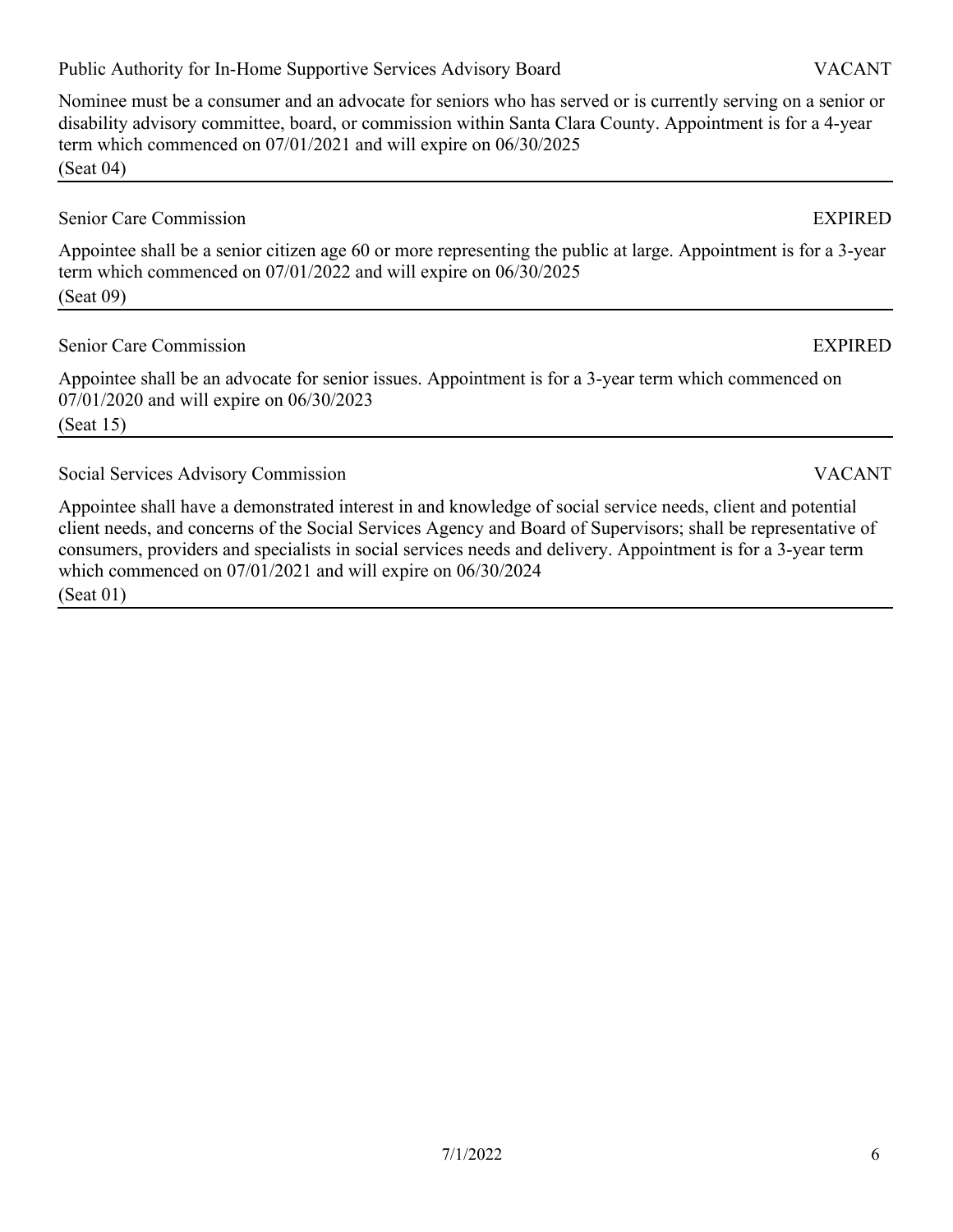Public Authority for In-Home Supportive Services Advisory Board — VACANT

Nominee must be a consumer and an advocate for seniors who has served or is currently serving on a senior or disability advisory committee, board, or commission within Santa Clara County. Appointment is for a 4-year term which commenced on 07/01/2021 and will expire on 06/30/2025
(Seat 04)

---

Senior Care Commission — EXPIRED

Appointee shall be a senior citizen age 60 or more representing the public at large. Appointment is for a 3-year term which commenced on 07/01/2022 and will expire on 06/30/2025
(Seat 09)

---

Senior Care Commission — EXPIRED

Appointee shall be an advocate for senior issues. Appointment is for a 3-year term which commenced on 07/01/2020 and will expire on 06/30/2023
(Seat 15)

---

Social Services Advisory Commission — VACANT

Appointee shall have a demonstrated interest in and knowledge of social service needs, client and potential client needs, and concerns of the Social Services Agency and Board of Supervisors; shall be representative of consumers, providers and specialists in social services needs and delivery. Appointment is for a 3-year term which commenced on 07/01/2021 and will expire on 06/30/2024
(Seat 01)

---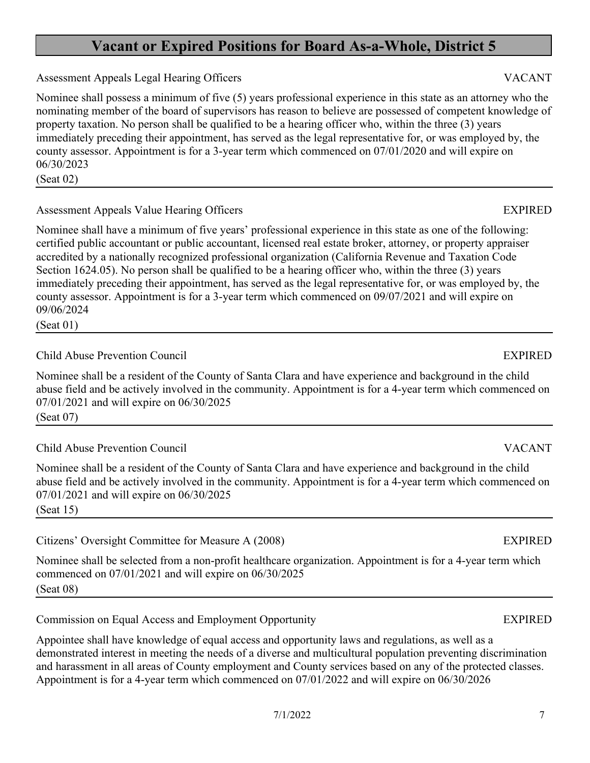# Vacant or Expired Positions for Board As-a-Whole, District 5

Assessment Appeals Legal Hearing Officers — VACANT

Nominee shall possess a minimum of five (5) years professional experience in this state as an attorney who the nominating member of the board of supervisors has reason to believe are possessed of competent knowledge of property taxation. No person shall be qualified to be a hearing officer who, within the three (3) years immediately preceding their appointment, has served as the legal representative for, or was employed by, the county assessor. Appointment is for a 3-year term which commenced on 07/01/2020 and will expire on 06/30/2023

(Seat 02)

---

Assessment Appeals Value Hearing Officers — EXPIRED

Nominee shall have a minimum of five years' professional experience in this state as one of the following: certified public accountant or public accountant, licensed real estate broker, attorney, or property appraiser accredited by a nationally recognized professional organization (California Revenue and Taxation Code Section 1624.05). No person shall be qualified to be a hearing officer who, within the three (3) years immediately preceding their appointment, has served as the legal representative for, or was employed by, the county assessor. Appointment is for a 3-year term which commenced on 09/07/2021 and will expire on 09/06/2024

(Seat 01)

---

Child Abuse Prevention Council — EXPIRED

Nominee shall be a resident of the County of Santa Clara and have experience and background in the child abuse field and be actively involved in the community. Appointment is for a 4-year term which commenced on 07/01/2021 and will expire on 06/30/2025

(Seat 07)

---

Child Abuse Prevention Council — VACANT

Nominee shall be a resident of the County of Santa Clara and have experience and background in the child abuse field and be actively involved in the community. Appointment is for a 4-year term which commenced on 07/01/2021 and will expire on 06/30/2025

(Seat 15)

---

Citizens' Oversight Committee for Measure A (2008) — EXPIRED

Nominee shall be selected from a non-profit healthcare organization. Appointment is for a 4-year term which commenced on 07/01/2021 and will expire on 06/30/2025

(Seat 08)

---

Commission on Equal Access and Employment Opportunity — EXPIRED

Appointee shall have knowledge of equal access and opportunity laws and regulations, as well as a demonstrated interest in meeting the needs of a diverse and multicultural population preventing discrimination and harassment in all areas of County employment and County services based on any of the protected classes. Appointment is for a 4-year term which commenced on 07/01/2022 and will expire on 06/30/2026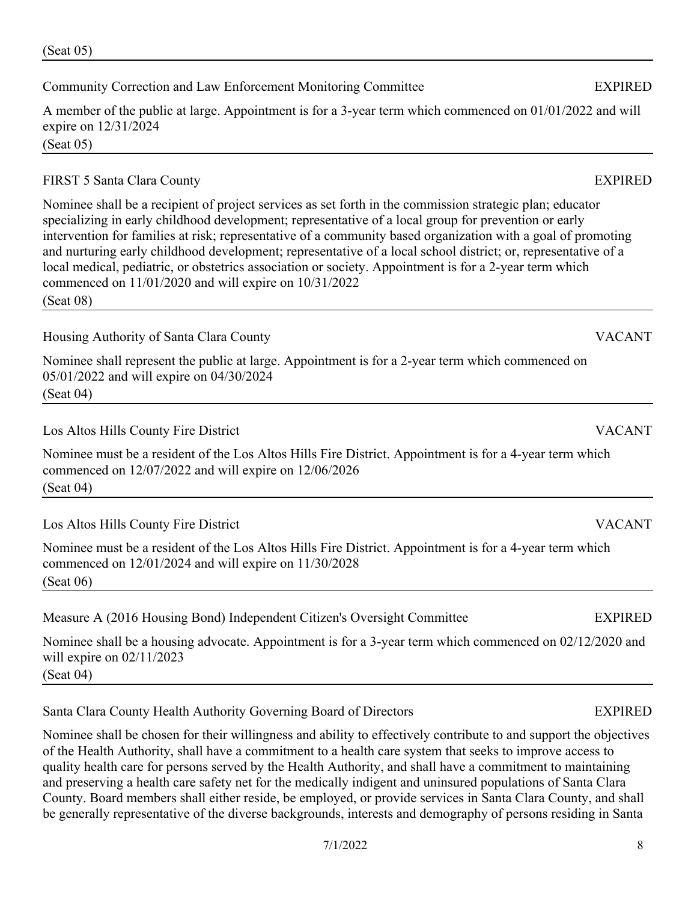(Seat 05)

---

Community Correction and Law Enforcement Monitoring Committee — EXPIRED

A member of the public at large. Appointment is for a 3-year term which commenced on 01/01/2022 and will expire on 12/31/2024

(Seat 05)

---

FIRST 5 Santa Clara County — EXPIRED

Nominee shall be a recipient of project services as set forth in the commission strategic plan; educator specializing in early childhood development; representative of a local group for prevention or early intervention for families at risk; representative of a community based organization with a goal of promoting and nurturing early childhood development; representative of a local school district; or, representative of a local medical, pediatric, or obstetrics association or society. Appointment is for a 2-year term which commenced on 11/01/2020 and will expire on 10/31/2022

(Seat 08)

---

Housing Authority of Santa Clara County — VACANT

Nominee shall represent the public at large. Appointment is for a 2-year term which commenced on 05/01/2022 and will expire on 04/30/2024

(Seat 04)

---

Los Altos Hills County Fire District — VACANT

Nominee must be a resident of the Los Altos Hills Fire District. Appointment is for a 4-year term which commenced on 12/07/2022 and will expire on 12/06/2026

(Seat 04)

---

Los Altos Hills County Fire District — VACANT

Nominee must be a resident of the Los Altos Hills Fire District. Appointment is for a 4-year term which commenced on 12/01/2024 and will expire on 11/30/2028

(Seat 06)

---

Measure A (2016 Housing Bond) Independent Citizen's Oversight Committee — EXPIRED

Nominee shall be a housing advocate. Appointment is for a 3-year term which commenced on 02/12/2020 and will expire on 02/11/2023

(Seat 04)

---

Santa Clara County Health Authority Governing Board of Directors — EXPIRED

Nominee shall be chosen for their willingness and ability to effectively contribute to and support the objectives of the Health Authority, shall have a commitment to a health care system that seeks to improve access to quality health care for persons served by the Health Authority, and shall have a commitment to maintaining and preserving a health care safety net for the medically indigent and uninsured populations of Santa Clara County. Board members shall either reside, be employed, or provide services in Santa Clara County, and shall be generally representative of the diverse backgrounds, interests and demography of persons residing in Santa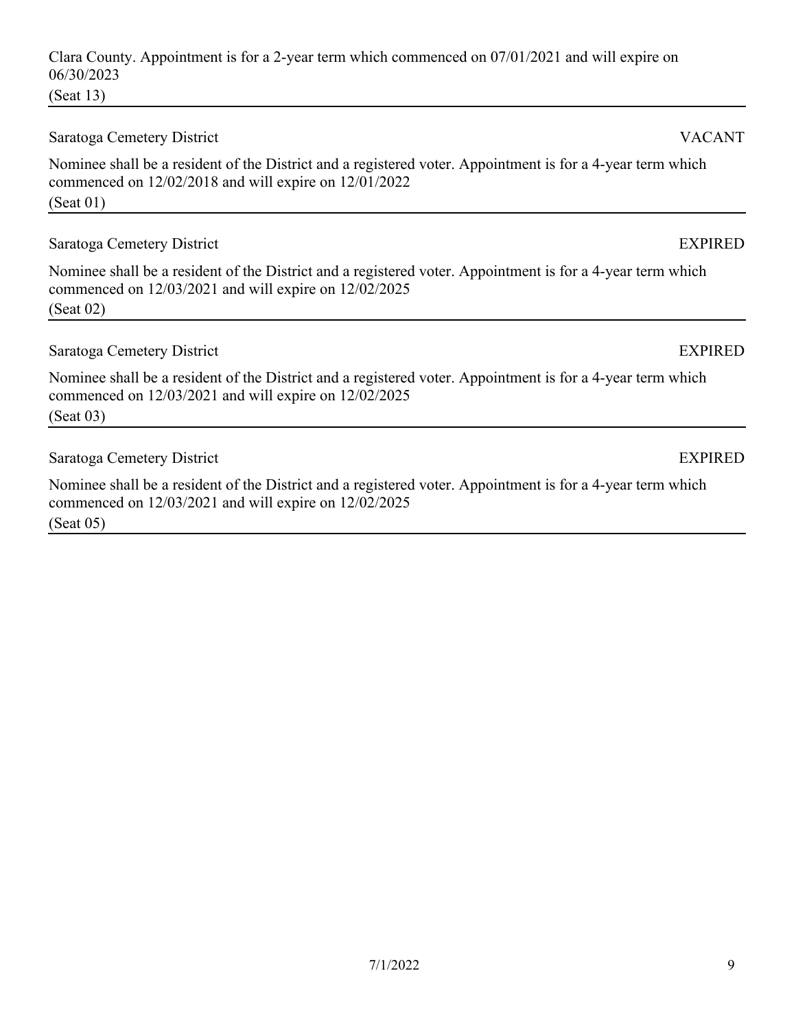Clara County. Appointment is for a 2-year term which commenced on 07/01/2021 and will expire on 06/30/2023
(Seat 13)

---

Saratoga Cemetery District — VACANT

Nominee shall be a resident of the District and a registered voter. Appointment is for a 4-year term which commenced on 12/02/2018 and will expire on 12/01/2022
(Seat 01)

---

Saratoga Cemetery District — EXPIRED

Nominee shall be a resident of the District and a registered voter. Appointment is for a 4-year term which commenced on 12/03/2021 and will expire on 12/02/2025
(Seat 02)

---

Saratoga Cemetery District — EXPIRED

Nominee shall be a resident of the District and a registered voter. Appointment is for a 4-year term which commenced on 12/03/2021 and will expire on 12/02/2025
(Seat 03)

---

Saratoga Cemetery District — EXPIRED

Nominee shall be a resident of the District and a registered voter. Appointment is for a 4-year term which commenced on 12/03/2021 and will expire on 12/02/2025
(Seat 05)

---